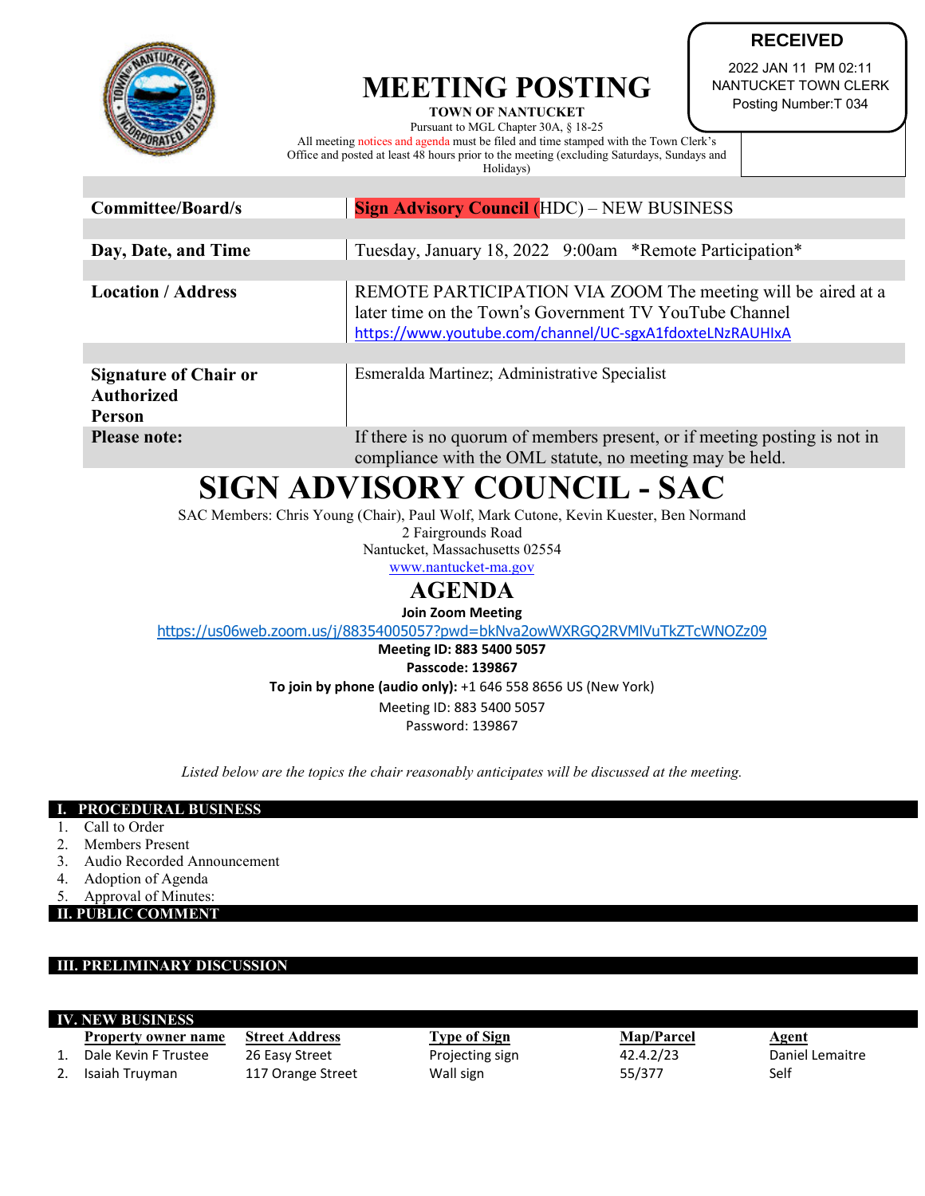# MEETING POSTING

**TOWN OF NANTUCKET**

Pursuant to MGL Chapter 30A, § 18-25

All meeting notices and agenda must be filed and time stamped with the Town Clerk's Office and posted at least 48 hours prior to the meeting (excluding Saturdays, Sundays and Holidays)

**RECEIVED**
2022 JAN 11 PM 02:11
NANTUCKET TOWN CLERK
Posting Number:T 034

| | |
|---|---|
| **Committee/Board/s** | **Sign Advisory Council** (HDC) – NEW BUSINESS |
| **Day, Date, and Time** | Tuesday, January 18, 2022 9:00am *Remote Participation* |
| **Location / Address** | REMOTE PARTICIPATION VIA ZOOM The meeting will be aired at a later time on the Town's Government TV YouTube Channel https://www.youtube.com/channel/UC-sgxA1fdoxteLNzRAUHIxA |
| **Signature of Chair or Authorized Person** | Esmeralda Martinez; Administrative Specialist |
| **Please note:** | If there is no quorum of members present, or if meeting posting is not in compliance with the OML statute, no meeting may be held. |

# SIGN ADVISORY COUNCIL - SAC

SAC Members: Chris Young (Chair), Paul Wolf, Mark Cutone, Kevin Kuester, Ben Normand
2 Fairgrounds Road
Nantucket, Massachusetts 02554
www.nantucket-ma.gov

## AGENDA

**Join Zoom Meeting**
https://us06web.zoom.us/j/88354005057?pwd=bkNva2owWXRGQ2RVMlVuTkZTcWNOZz09
**Meeting ID: 883 5400 5057**
**Passcode: 139867**
**To join by phone (audio only):** +1 646 558 8656 US (New York)
Meeting ID: 883 5400 5057
Password: 139867

*Listed below are the topics the chair reasonably anticipates will be discussed at the meeting.*

### I. PROCEDURAL BUSINESS

1. Call to Order
2. Members Present
3. Audio Recorded Announcement
4. Adoption of Agenda
5. Approval of Minutes:

### II. PUBLIC COMMENT

### III. PRELIMINARY DISCUSSION

### IV. NEW BUSINESS

| | Property owner name | Street Address | Type of Sign | Map/Parcel | Agent |
|---|---|---|---|---|---|
| 1. | Dale Kevin F Trustee | 26 Easy Street | Projecting sign | 42.4.2/23 | Daniel Lemaitre |
| 2. | Isaiah Truyman | 117 Orange Street | Wall sign | 55/377 | Self |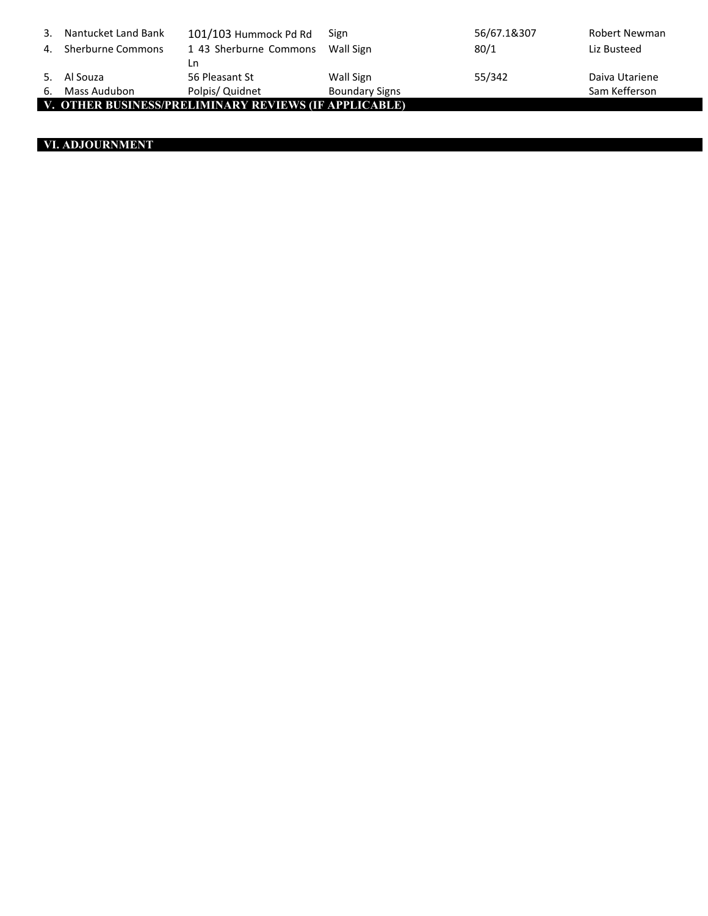| | | | | | |
|---|---|---|---|---|---|
| 3. | Nantucket Land Bank | 101/103 Hummock Pd Rd | Sign | 56/67.1&307 | Robert Newman |
| 4. | Sherburne Commons | 1 43 Sherburne Commons Ln | Wall Sign | 80/1 | Liz Busteed |
| 5. | Al Souza | 56 Pleasant St | Wall Sign | 55/342 | Daiva Utariene |
| 6. | Mass Audubon | Polpis/ Quidnet | Boundary Signs | | Sam Kefferson |

## V. OTHER BUSINESS/PRELIMINARY REVIEWS (IF APPLICABLE)

## VI. ADJOURNMENT